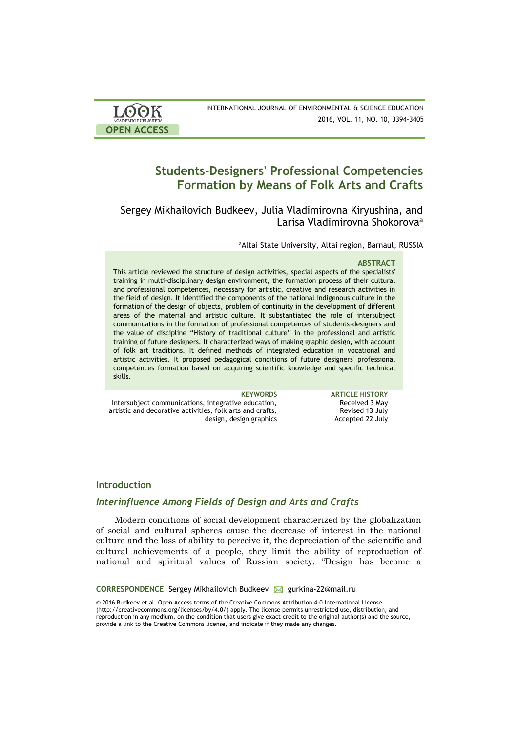# Students-Designers' Professional Competencies Formation by Means of Folk Arts and Crafts

Sergey Mikhailovich Budkeev, Julia Vladimirovna Kiryushina, and Larisa Vladimirovna Shokorova[a]

[a]Altai State University, Altai region, Barnaul, RUSSIA

### ABSTRACT

This article reviewed the structure of design activities, special aspects of the specialists' training in multi-disciplinary design environment, the formation process of their cultural and professional competences, necessary for artistic, creative and research activities in the field of design. It identified the components of the national indigenous culture in the formation of the design of objects, problem of continuity in the development of different areas of the material and artistic culture. It substantiated the role of intersubject communications in the formation of professional competences of students-designers and the value of discipline "History of traditional culture" in the professional and artistic training of future designers. It characterized ways of making graphic design, with account of folk art traditions. It defined methods of integrated education in vocational and artistic activities. It proposed pedagogical conditions of future designers' professional competences formation based on acquiring scientific knowledge and specific technical skills.

**KEYWORDS**

Intersubject communications, integrative education, artistic and decorative activities, folk arts and crafts, design, design graphics

**ARTICLE HISTORY**

Received 3 May
Revised 13 July
Accepted 22 July

## Introduction

### *Interinfluence Among Fields of Design and Arts and Crafts*

Modern conditions of social development characterized by the globalization of social and cultural spheres cause the decrease of interest in the national culture and the loss of ability to perceive it, the depreciation of the scientific and cultural achievements of a people, they limit the ability of reproduction of national and spiritual values of Russian society. "Design has become a

**CORRESPONDENCE** Sergey Mikhailovich Budkeev gurkina-22@mail.ru

© 2016 Budkeev et al. Open Access terms of the Creative Commons Attribution 4.0 International License (http://creativecommons.org/licenses/by/4.0/) apply. The license permits unrestricted use, distribution, and reproduction in any medium, on the condition that users give exact credit to the original author(s) and the source, provide a link to the Creative Commons license, and indicate if they made any changes.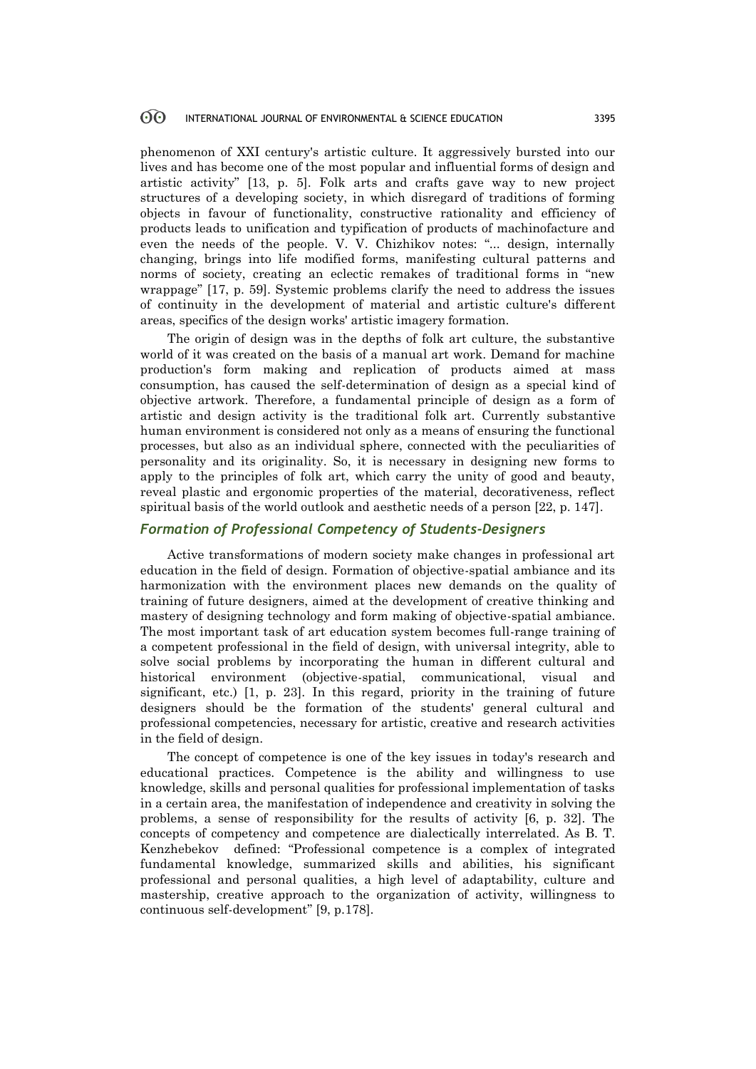phenomenon of XXI century's artistic culture. It aggressively bursted into our lives and has become one of the most popular and influential forms of design and artistic activity" [13, p. 5]. Folk arts and crafts gave way to new project structures of a developing society, in which disregard of traditions of forming objects in favour of functionality, constructive rationality and efficiency of products leads to unification and typification of products of machinofacture and even the needs of the people. V. V. Chizhikov notes: "... design, internally changing, brings into life modified forms, manifesting cultural patterns and norms of society, creating an eclectic remakes of traditional forms in "new wrappage" [17, p. 59]. Systemic problems clarify the need to address the issues of continuity in the development of material and artistic culture's different areas, specifics of the design works' artistic imagery formation.

The origin of design was in the depths of folk art culture, the substantive world of it was created on the basis of a manual art work. Demand for machine production's form making and replication of products aimed at mass consumption, has caused the self-determination of design as a special kind of objective artwork. Therefore, a fundamental principle of design as a form of artistic and design activity is the traditional folk art. Currently substantive human environment is considered not only as a means of ensuring the functional processes, but also as an individual sphere, connected with the peculiarities of personality and its originality. So, it is necessary in designing new forms to apply to the principles of folk art, which carry the unity of good and beauty, reveal plastic and ergonomic properties of the material, decorativeness, reflect spiritual basis of the world outlook and aesthetic needs of a person [22, p. 147].

## *Formation of Professional Competency of Students-Designers*

Active transformations of modern society make changes in professional art education in the field of design. Formation of objective-spatial ambiance and its harmonization with the environment places new demands on the quality of training of future designers, aimed at the development of creative thinking and mastery of designing technology and form making of objective-spatial ambiance. The most important task of art education system becomes full-range training of a competent professional in the field of design, with universal integrity, able to solve social problems by incorporating the human in different cultural and historical environment (objective-spatial, communicational, visual and significant, etc.) [1, p. 23]. In this regard, priority in the training of future designers should be the formation of the students' general cultural and professional competencies, necessary for artistic, creative and research activities in the field of design.

The concept of competence is one of the key issues in today's research and educational practices. Competence is the ability and willingness to use knowledge, skills and personal qualities for professional implementation of tasks in a certain area, the manifestation of independence and creativity in solving the problems, a sense of responsibility for the results of activity [6, p. 32]. The concepts of competency and competence are dialectically interrelated. As B. T. Kenzhebekov defined: "Professional competence is a complex of integrated fundamental knowledge, summarized skills and abilities, his significant professional and personal qualities, a high level of adaptability, culture and mastership, creative approach to the organization of activity, willingness to continuous self-development" [9, p.178].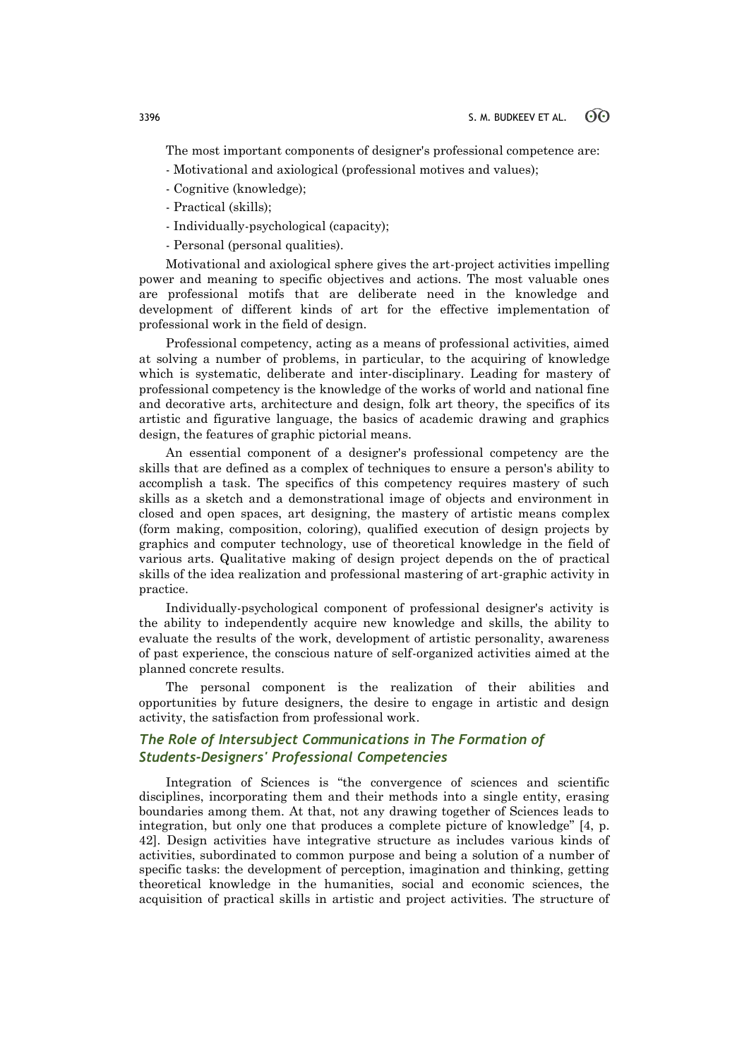The most important components of designer's professional competence are:

- Motivational and axiological (professional motives and values);
- Cognitive (knowledge);
- Practical (skills);
- Individually-psychological (capacity);
- Personal (personal qualities).

Motivational and axiological sphere gives the art-project activities impelling power and meaning to specific objectives and actions. The most valuable ones are professional motifs that are deliberate need in the knowledge and development of different kinds of art for the effective implementation of professional work in the field of design.

Professional competency, acting as a means of professional activities, aimed at solving a number of problems, in particular, to the acquiring of knowledge which is systematic, deliberate and inter-disciplinary. Leading for mastery of professional competency is the knowledge of the works of world and national fine and decorative arts, architecture and design, folk art theory, the specifics of its artistic and figurative language, the basics of academic drawing and graphics design, the features of graphic pictorial means.

An essential component of a designer's professional competency are the skills that are defined as a complex of techniques to ensure a person's ability to accomplish a task. The specifics of this competency requires mastery of such skills as a sketch and a demonstrational image of objects and environment in closed and open spaces, art designing, the mastery of artistic means complex (form making, composition, coloring), qualified execution of design projects by graphics and computer technology, use of theoretical knowledge in the field of various arts. Qualitative making of design project depends on the of practical skills of the idea realization and professional mastering of art-graphic activity in practice.

Individually-psychological component of professional designer's activity is the ability to independently acquire new knowledge and skills, the ability to evaluate the results of the work, development of artistic personality, awareness of past experience, the conscious nature of self-organized activities aimed at the planned concrete results.

The personal component is the realization of their abilities and opportunities by future designers, the desire to engage in artistic and design activity, the satisfaction from professional work.

## *The Role of Intersubject Communications in The Formation of Students-Designers' Professional Competencies*

Integration of Sciences is "the convergence of sciences and scientific disciplines, incorporating them and their methods into a single entity, erasing boundaries among them. At that, not any drawing together of Sciences leads to integration, but only one that produces a complete picture of knowledge" [4, p. 42]. Design activities have integrative structure as includes various kinds of activities, subordinated to common purpose and being a solution of a number of specific tasks: the development of perception, imagination and thinking, getting theoretical knowledge in the humanities, social and economic sciences, the acquisition of practical skills in artistic and project activities. The structure of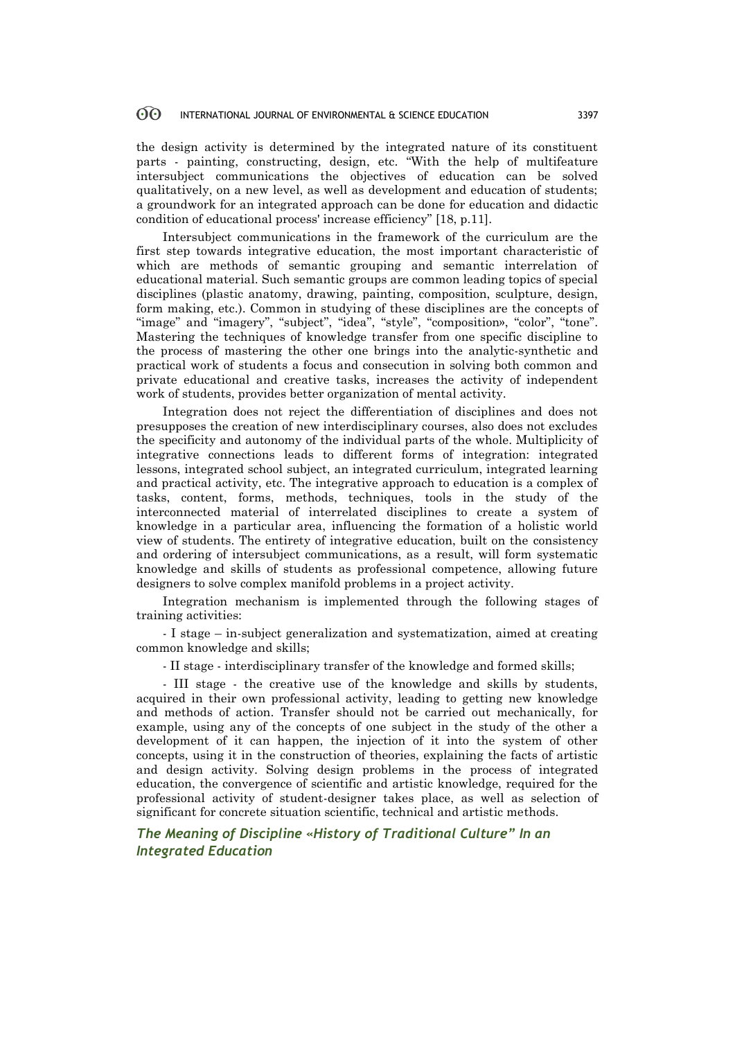the design activity is determined by the integrated nature of its constituent parts - painting, constructing, design, etc. "With the help of multifeature intersubject communications the objectives of education can be solved qualitatively, on a new level, as well as development and education of students; a groundwork for an integrated approach can be done for education and didactic condition of educational process' increase efficiency" [18, p.11].

Intersubject communications in the framework of the curriculum are the first step towards integrative education, the most important characteristic of which are methods of semantic grouping and semantic interrelation of educational material. Such semantic groups are common leading topics of special disciplines (plastic anatomy, drawing, painting, composition, sculpture, design, form making, etc.). Common in studying of these disciplines are the concepts of "image" and "imagery", "subject", "idea", "style", "composition», "color", "tone". Mastering the techniques of knowledge transfer from one specific discipline to the process of mastering the other one brings into the analytic-synthetic and practical work of students a focus and consecution in solving both common and private educational and creative tasks, increases the activity of independent work of students, provides better organization of mental activity.

Integration does not reject the differentiation of disciplines and does not presupposes the creation of new interdisciplinary courses, also does not excludes the specificity and autonomy of the individual parts of the whole. Multiplicity of integrative connections leads to different forms of integration: integrated lessons, integrated school subject, an integrated curriculum, integrated learning and practical activity, etc. The integrative approach to education is a complex of tasks, content, forms, methods, techniques, tools in the study of the interconnected material of interrelated disciplines to create a system of knowledge in a particular area, influencing the formation of a holistic world view of students. The entirety of integrative education, built on the consistency and ordering of intersubject communications, as a result, will form systematic knowledge and skills of students as professional competence, allowing future designers to solve complex manifold problems in a project activity.

Integration mechanism is implemented through the following stages of training activities:

- I stage – in-subject generalization and systematization, aimed at creating common knowledge and skills;

- II stage - interdisciplinary transfer of the knowledge and formed skills;

- III stage - the creative use of the knowledge and skills by students, acquired in their own professional activity, leading to getting new knowledge and methods of action. Transfer should not be carried out mechanically, for example, using any of the concepts of one subject in the study of the other a development of it can happen, the injection of it into the system of other concepts, using it in the construction of theories, explaining the facts of artistic and design activity. Solving design problems in the process of integrated education, the convergence of scientific and artistic knowledge, required for the professional activity of student-designer takes place, as well as selection of significant for concrete situation scientific, technical and artistic methods.

## *The Meaning of Discipline «History of Traditional Culture" In an Integrated Education*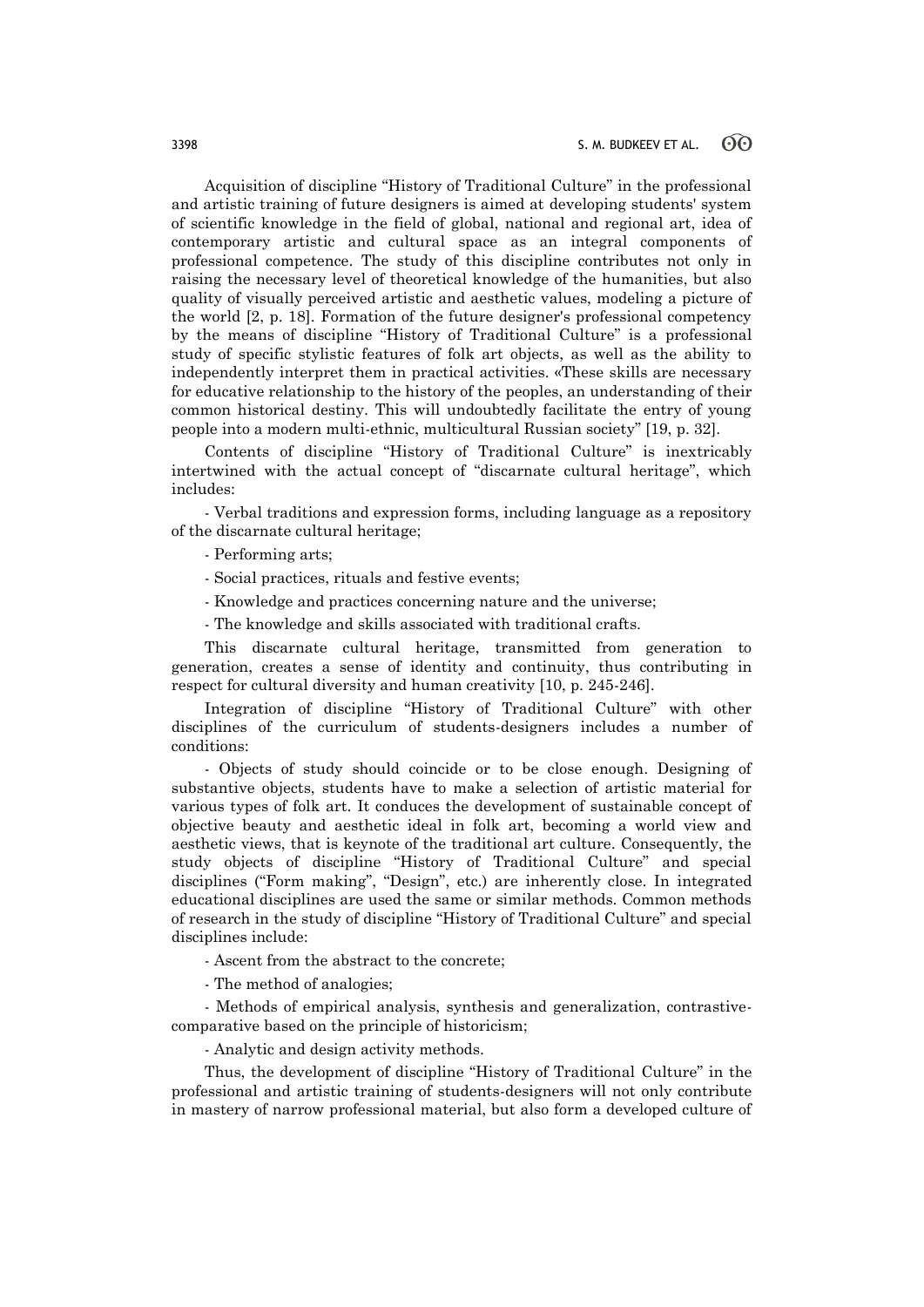Acquisition of discipline "History of Traditional Culture" in the professional and artistic training of future designers is aimed at developing students' system of scientific knowledge in the field of global, national and regional art, idea of contemporary artistic and cultural space as an integral components of professional competence. The study of this discipline contributes not only in raising the necessary level of theoretical knowledge of the humanities, but also quality of visually perceived artistic and aesthetic values, modeling a picture of the world [2, p. 18]. Formation of the future designer's professional competency by the means of discipline "History of Traditional Culture" is a professional study of specific stylistic features of folk art objects, as well as the ability to independently interpret them in practical activities. «These skills are necessary for educative relationship to the history of the peoples, an understanding of their common historical destiny. This will undoubtedly facilitate the entry of young people into a modern multi-ethnic, multicultural Russian society" [19, p. 32].

Contents of discipline "History of Traditional Culture" is inextricably intertwined with the actual concept of "discarnate cultural heritage", which includes:

- Verbal traditions and expression forms, including language as a repository of the discarnate cultural heritage;
- Performing arts;
- Social practices, rituals and festive events;
- Knowledge and practices concerning nature and the universe;
- The knowledge and skills associated with traditional crafts.

This discarnate cultural heritage, transmitted from generation to generation, creates a sense of identity and continuity, thus contributing in respect for cultural diversity and human creativity [10, p. 245-246].

Integration of discipline "History of Traditional Culture" with other disciplines of the curriculum of students-designers includes a number of conditions:

- Objects of study should coincide or to be close enough. Designing of substantive objects, students have to make a selection of artistic material for various types of folk art. It conduces the development of sustainable concept of objective beauty and aesthetic ideal in folk art, becoming a world view and aesthetic views, that is keynote of the traditional art culture. Consequently, the study objects of discipline "History of Traditional Culture" and special disciplines ("Form making", "Design", etc.) are inherently close. In integrated educational disciplines are used the same or similar methods. Common methods of research in the study of discipline "History of Traditional Culture" and special disciplines include:

- Ascent from the abstract to the concrete;
- The method of analogies;
- Methods of empirical analysis, synthesis and generalization, contrastive-comparative based on the principle of historicism;
- Analytic and design activity methods.

Thus, the development of discipline "History of Traditional Culture" in the professional and artistic training of students-designers will not only contribute in mastery of narrow professional material, but also form a developed culture of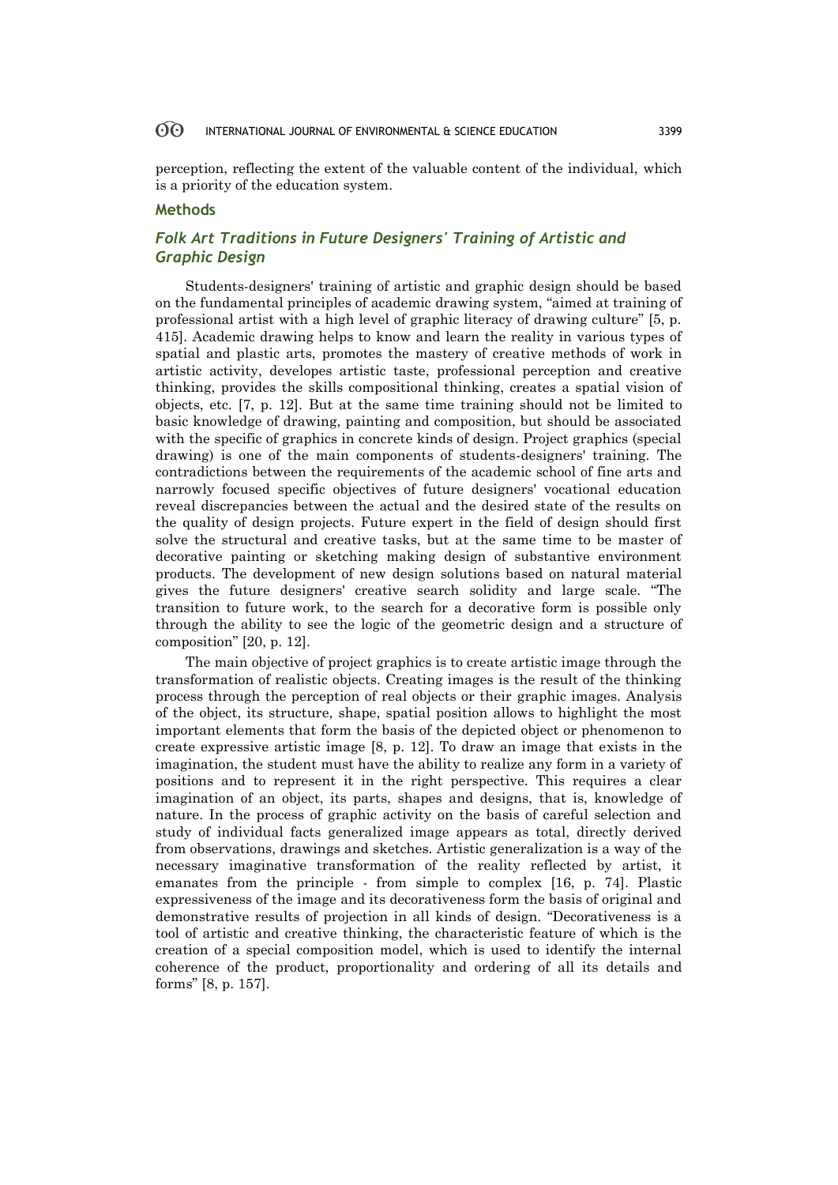perception, reflecting the extent of the valuable content of the individual, which is a priority of the education system.

## Methods

### *Folk Art Traditions in Future Designers' Training of Artistic and Graphic Design*

Students-designers' training of artistic and graphic design should be based on the fundamental principles of academic drawing system, "aimed at training of professional artist with a high level of graphic literacy of drawing culture" [5, p. 415]. Academic drawing helps to know and learn the reality in various types of spatial and plastic arts, promotes the mastery of creative methods of work in artistic activity, developes artistic taste, professional perception and creative thinking, provides the skills compositional thinking, creates a spatial vision of objects, etc. [7, p. 12]. But at the same time training should not be limited to basic knowledge of drawing, painting and composition, but should be associated with the specific of graphics in concrete kinds of design. Project graphics (special drawing) is one of the main components of students-designers' training. The contradictions between the requirements of the academic school of fine arts and narrowly focused specific objectives of future designers' vocational education reveal discrepancies between the actual and the desired state of the results on the quality of design projects. Future expert in the field of design should first solve the structural and creative tasks, but at the same time to be master of decorative painting or sketching making design of substantive environment products. The development of new design solutions based on natural material gives the future designers' creative search solidity and large scale. "The transition to future work, to the search for a decorative form is possible only through the ability to see the logic of the geometric design and a structure of composition" [20, p. 12].

The main objective of project graphics is to create artistic image through the transformation of realistic objects. Creating images is the result of the thinking process through the perception of real objects or their graphic images. Analysis of the object, its structure, shape, spatial position allows to highlight the most important elements that form the basis of the depicted object or phenomenon to create expressive artistic image [8, p. 12]. To draw an image that exists in the imagination, the student must have the ability to realize any form in a variety of positions and to represent it in the right perspective. This requires a clear imagination of an object, its parts, shapes and designs, that is, knowledge of nature. In the process of graphic activity on the basis of careful selection and study of individual facts generalized image appears as total, directly derived from observations, drawings and sketches. Artistic generalization is a way of the necessary imaginative transformation of the reality reflected by artist, it emanates from the principle - from simple to complex [16, p. 74]. Plastic expressiveness of the image and its decorativeness form the basis of original and demonstrative results of projection in all kinds of design. "Decorativeness is a tool of artistic and creative thinking, the characteristic feature of which is the creation of a special composition model, which is used to identify the internal coherence of the product, proportionality and ordering of all its details and forms" [8, p. 157].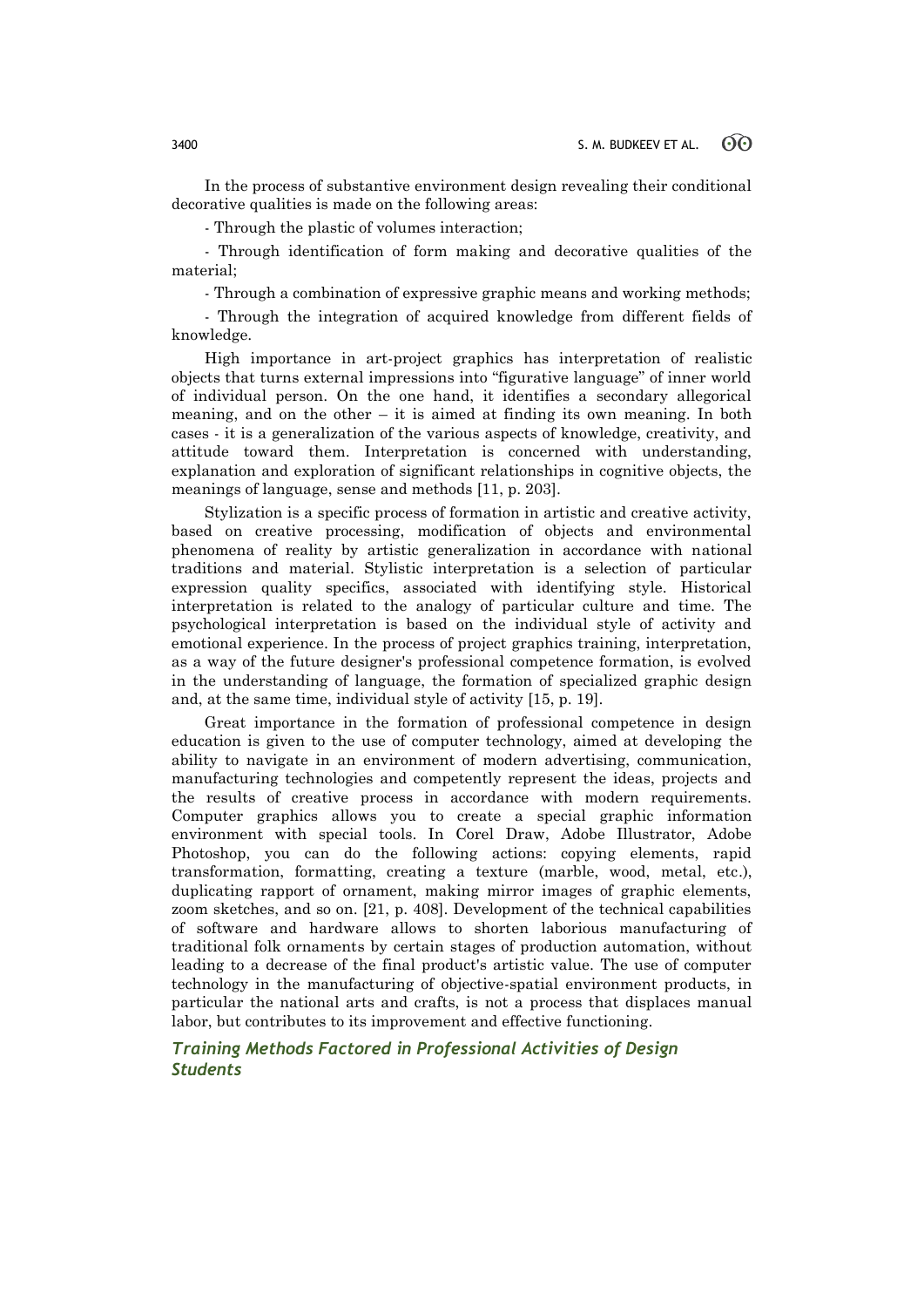In the process of substantive environment design revealing their conditional decorative qualities is made on the following areas:

- Through the plastic of volumes interaction;

- Through identification of form making and decorative qualities of the material;

- Through a combination of expressive graphic means and working methods;

- Through the integration of acquired knowledge from different fields of knowledge.

High importance in art-project graphics has interpretation of realistic objects that turns external impressions into "figurative language" of inner world of individual person. On the one hand, it identifies a secondary allegorical meaning, and on the other – it is aimed at finding its own meaning. In both cases - it is a generalization of the various aspects of knowledge, creativity, and attitude toward them. Interpretation is concerned with understanding, explanation and exploration of significant relationships in cognitive objects, the meanings of language, sense and methods [11, p. 203].

Stylization is a specific process of formation in artistic and creative activity, based on creative processing, modification of objects and environmental phenomena of reality by artistic generalization in accordance with national traditions and material. Stylistic interpretation is a selection of particular expression quality specifics, associated with identifying style. Historical interpretation is related to the analogy of particular culture and time. The psychological interpretation is based on the individual style of activity and emotional experience. In the process of project graphics training, interpretation, as a way of the future designer's professional competence formation, is evolved in the understanding of language, the formation of specialized graphic design and, at the same time, individual style of activity [15, p. 19].

Great importance in the formation of professional competence in design education is given to the use of computer technology, aimed at developing the ability to navigate in an environment of modern advertising, communication, manufacturing technologies and competently represent the ideas, projects and the results of creative process in accordance with modern requirements. Computer graphics allows you to create a special graphic information environment with special tools. In Corel Draw, Adobe Illustrator, Adobe Photoshop, you can do the following actions: copying elements, rapid transformation, formatting, creating a texture (marble, wood, metal, etc.), duplicating rapport of ornament, making mirror images of graphic elements, zoom sketches, and so on. [21, p. 408]. Development of the technical capabilities of software and hardware allows to shorten laborious manufacturing of traditional folk ornaments by certain stages of production automation, without leading to a decrease of the final product's artistic value. The use of computer technology in the manufacturing of objective-spatial environment products, in particular the national arts and crafts, is not a process that displaces manual labor, but contributes to its improvement and effective functioning.

## *Training Methods Factored in Professional Activities of Design Students*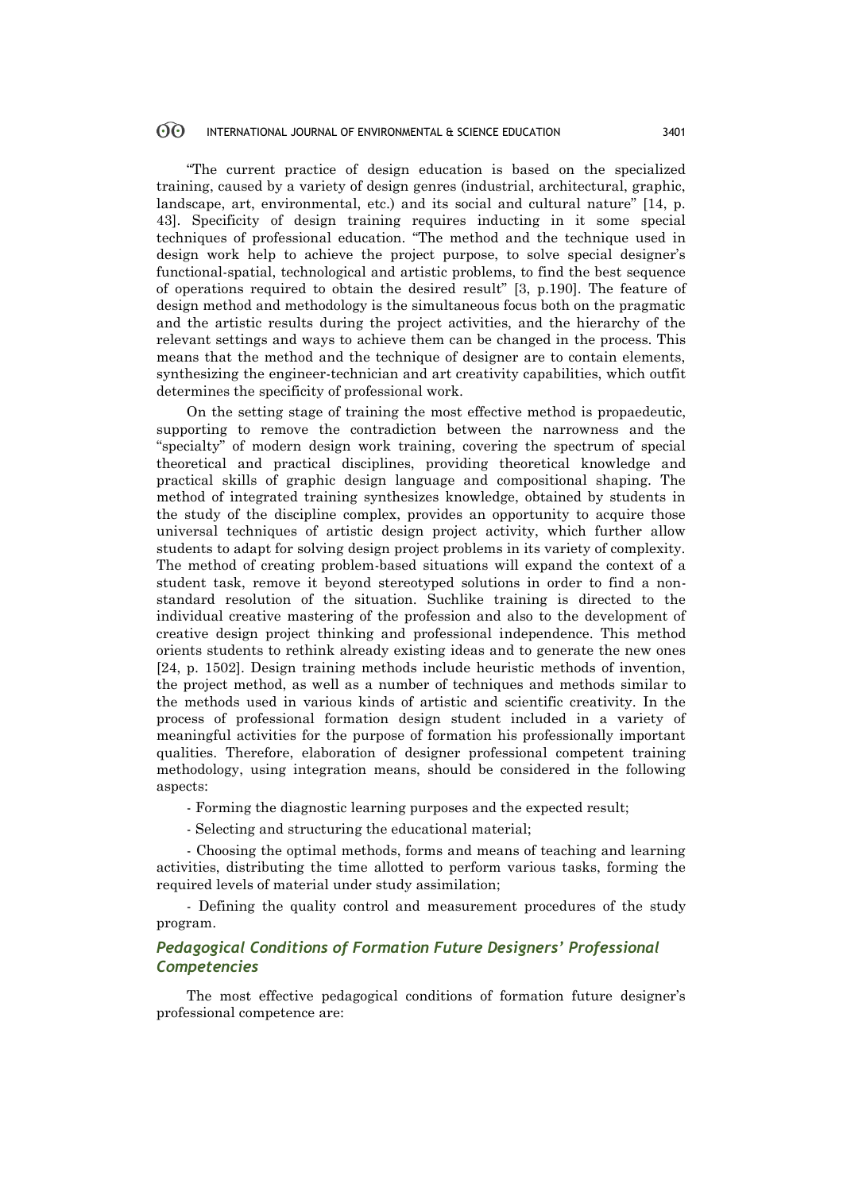"The current practice of design education is based on the specialized training, caused by a variety of design genres (industrial, architectural, graphic, landscape, art, environmental, etc.) and its social and cultural nature" [14, p. 43]. Specificity of design training requires inducting in it some special techniques of professional education. "The method and the technique used in design work help to achieve the project purpose, to solve special designer's functional-spatial, technological and artistic problems, to find the best sequence of operations required to obtain the desired result" [3, p.190]. The feature of design method and methodology is the simultaneous focus both on the pragmatic and the artistic results during the project activities, and the hierarchy of the relevant settings and ways to achieve them can be changed in the process. This means that the method and the technique of designer are to contain elements, synthesizing the engineer-technician and art creativity capabilities, which outfit determines the specificity of professional work.

On the setting stage of training the most effective method is propaedeutic, supporting to remove the contradiction between the narrowness and the "specialty" of modern design work training, covering the spectrum of special theoretical and practical disciplines, providing theoretical knowledge and practical skills of graphic design language and compositional shaping. The method of integrated training synthesizes knowledge, obtained by students in the study of the discipline complex, provides an opportunity to acquire those universal techniques of artistic design project activity, which further allow students to adapt for solving design project problems in its variety of complexity. The method of creating problem-based situations will expand the context of a student task, remove it beyond stereotyped solutions in order to find a non-standard resolution of the situation. Suchlike training is directed to the individual creative mastering of the profession and also to the development of creative design project thinking and professional independence. This method orients students to rethink already existing ideas and to generate the new ones [24, p. 1502]. Design training methods include heuristic methods of invention, the project method, as well as a number of techniques and methods similar to the methods used in various kinds of artistic and scientific creativity. In the process of professional formation design student included in a variety of meaningful activities for the purpose of formation his professionally important qualities. Therefore, elaboration of designer professional competent training methodology, using integration means, should be considered in the following aspects:

- Forming the diagnostic learning purposes and the expected result;

- Selecting and structuring the educational material;

- Choosing the optimal methods, forms and means of teaching and learning activities, distributing the time allotted to perform various tasks, forming the required levels of material under study assimilation;

- Defining the quality control and measurement procedures of the study program.

## *Pedagogical Conditions of Formation Future Designers' Professional Competencies*

The most effective pedagogical conditions of formation future designer's professional competence are: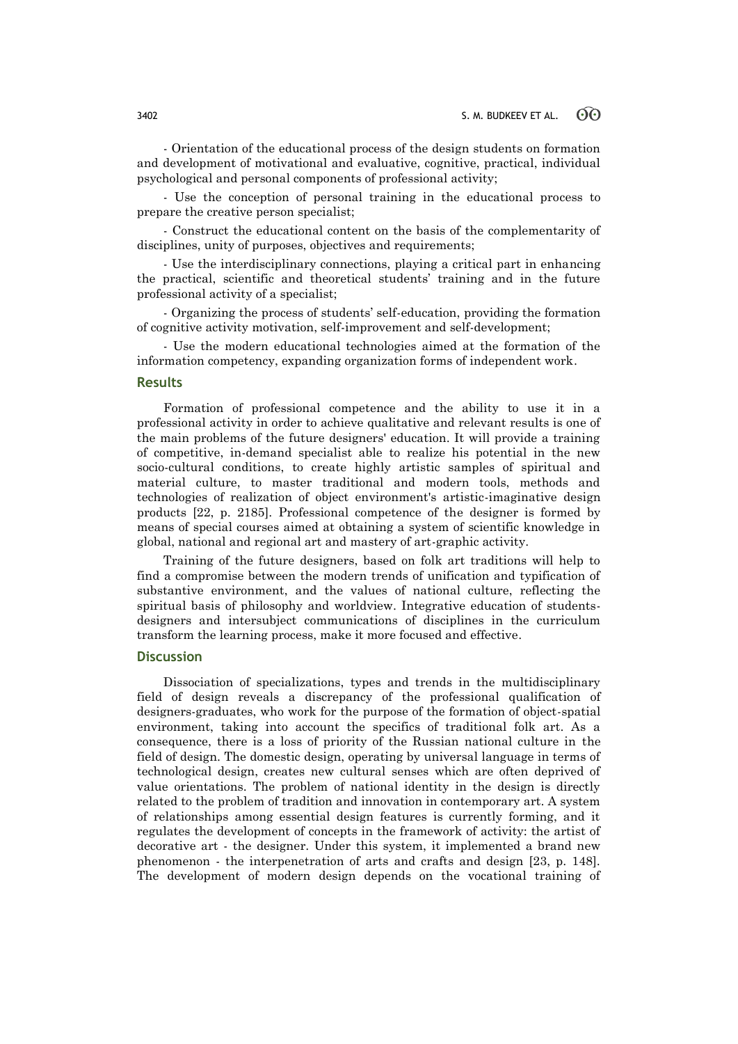- Orientation of the educational process of the design students on formation and development of motivational and evaluative, cognitive, practical, individual psychological and personal components of professional activity;

- Use the conception of personal training in the educational process to prepare the creative person specialist;

- Construct the educational content on the basis of the complementarity of disciplines, unity of purposes, objectives and requirements;

- Use the interdisciplinary connections, playing a critical part in enhancing the practical, scientific and theoretical students' training and in the future professional activity of a specialist;

- Organizing the process of students' self-education, providing the formation of cognitive activity motivation, self-improvement and self-development;

- Use the modern educational technologies aimed at the formation of the information competency, expanding organization forms of independent work.

## Results

Formation of professional competence and the ability to use it in a professional activity in order to achieve qualitative and relevant results is one of the main problems of the future designers' education. It will provide a training of competitive, in-demand specialist able to realize his potential in the new socio-cultural conditions, to create highly artistic samples of spiritual and material culture, to master traditional and modern tools, methods and technologies of realization of object environment's artistic-imaginative design products [22, p. 2185]. Professional competence of the designer is formed by means of special courses aimed at obtaining a system of scientific knowledge in global, national and regional art and mastery of art-graphic activity.

Training of the future designers, based on folk art traditions will help to find a compromise between the modern trends of unification and typification of substantive environment, and the values of national culture, reflecting the spiritual basis of philosophy and worldview. Integrative education of students-designers and intersubject communications of disciplines in the curriculum transform the learning process, make it more focused and effective.

## Discussion

Dissociation of specializations, types and trends in the multidisciplinary field of design reveals a discrepancy of the professional qualification of designers-graduates, who work for the purpose of the formation of object-spatial environment, taking into account the specifics of traditional folk art. As a consequence, there is a loss of priority of the Russian national culture in the field of design. The domestic design, operating by universal language in terms of technological design, creates new cultural senses which are often deprived of value orientations. The problem of national identity in the design is directly related to the problem of tradition and innovation in contemporary art. A system of relationships among essential design features is currently forming, and it regulates the development of concepts in the framework of activity: the artist of decorative art - the designer. Under this system, it implemented a brand new phenomenon - the interpenetration of arts and crafts and design [23, p. 148]. The development of modern design depends on the vocational training of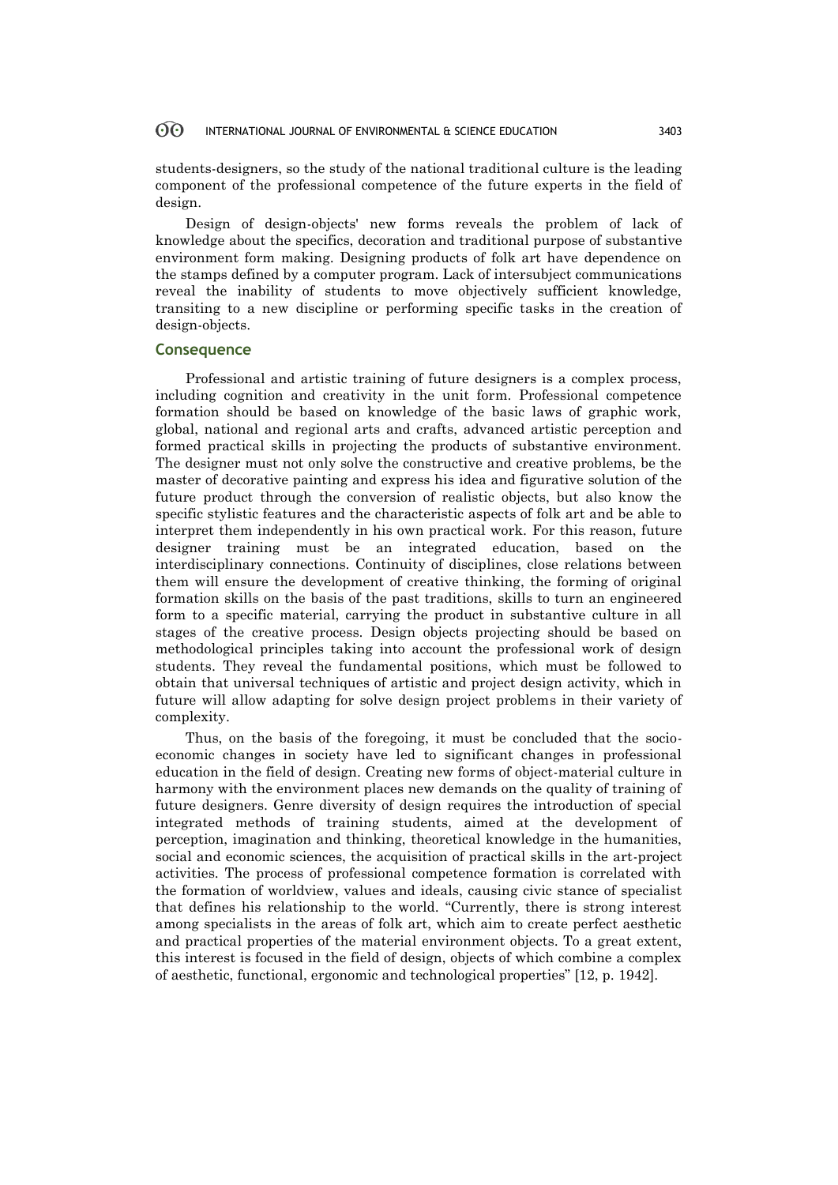students-designers, so the study of the national traditional culture is the leading component of the professional competence of the future experts in the field of design.

Design of design-objects' new forms reveals the problem of lack of knowledge about the specifics, decoration and traditional purpose of substantive environment form making. Designing products of folk art have dependence on the stamps defined by a computer program. Lack of intersubject communications reveal the inability of students to move objectively sufficient knowledge, transiting to a new discipline or performing specific tasks in the creation of design-objects.

## Consequence

Professional and artistic training of future designers is a complex process, including cognition and creativity in the unit form. Professional competence formation should be based on knowledge of the basic laws of graphic work, global, national and regional arts and crafts, advanced artistic perception and formed practical skills in projecting the products of substantive environment. The designer must not only solve the constructive and creative problems, be the master of decorative painting and express his idea and figurative solution of the future product through the conversion of realistic objects, but also know the specific stylistic features and the characteristic aspects of folk art and be able to interpret them independently in his own practical work. For this reason, future designer training must be an integrated education, based on the interdisciplinary connections. Continuity of disciplines, close relations between them will ensure the development of creative thinking, the forming of original formation skills on the basis of the past traditions, skills to turn an engineered form to a specific material, carrying the product in substantive culture in all stages of the creative process. Design objects projecting should be based on methodological principles taking into account the professional work of design students. They reveal the fundamental positions, which must be followed to obtain that universal techniques of artistic and project design activity, which in future will allow adapting for solve design project problems in their variety of complexity.

Thus, on the basis of the foregoing, it must be concluded that the socio-economic changes in society have led to significant changes in professional education in the field of design. Creating new forms of object-material culture in harmony with the environment places new demands on the quality of training of future designers. Genre diversity of design requires the introduction of special integrated methods of training students, aimed at the development of perception, imagination and thinking, theoretical knowledge in the humanities, social and economic sciences, the acquisition of practical skills in the art-project activities. The process of professional competence formation is correlated with the formation of worldview, values and ideals, causing civic stance of specialist that defines his relationship to the world. "Currently, there is strong interest among specialists in the areas of folk art, which aim to create perfect aesthetic and practical properties of the material environment objects. To a great extent, this interest is focused in the field of design, objects of which combine a complex of aesthetic, functional, ergonomic and technological properties" [12, p. 1942].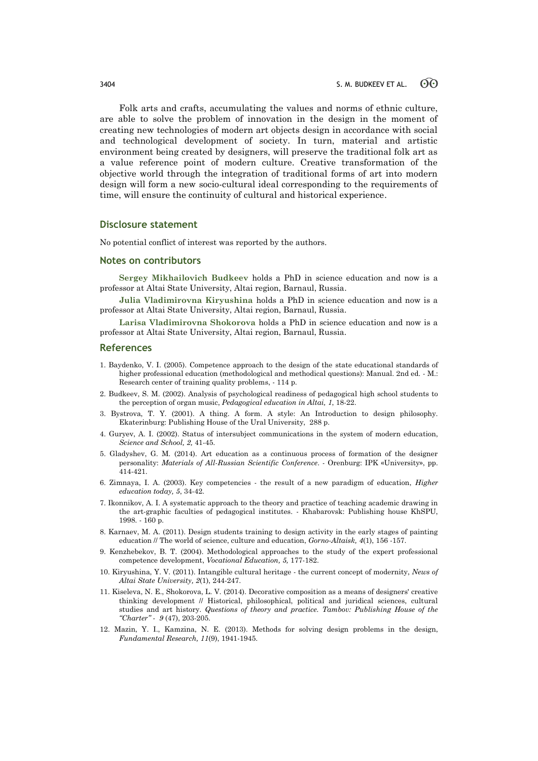Folk arts and crafts, accumulating the values and norms of ethnic culture, are able to solve the problem of innovation in the design in the moment of creating new technologies of modern art objects design in accordance with social and technological development of society. In turn, material and artistic environment being created by designers, will preserve the traditional folk art as a value reference point of modern culture. Creative transformation of the objective world through the integration of traditional forms of art into modern design will form a new socio-cultural ideal corresponding to the requirements of time, will ensure the continuity of cultural and historical experience.

## Disclosure statement

No potential conflict of interest was reported by the authors.

## Notes on contributors

**Sergey Mikhailovich Budkeev** holds a PhD in science education and now is a professor at Altai State University, Altai region, Barnaul, Russia.

**Julia Vladimirovna Kiryushina** holds a PhD in science education and now is a professor at Altai State University, Altai region, Barnaul, Russia.

**Larisa Vladimirovna Shokorova** holds a PhD in science education and now is a professor at Altai State University, Altai region, Barnaul, Russia.

## References

1. Baydenko, V. I. (2005). Competence approach to the design of the state educational standards of higher professional education (methodological and methodical questions): Manual. 2nd ed. - M.: Research center of training quality problems, - 114 p.
2. Budkeev, S. M. (2002). Analysis of psychological readiness of pedagogical high school students to the perception of organ music, *Pedagogical education in Altai, 1*, 18-22.
3. Bystrova, T. Y. (2001). A thing. A form. A style: An Introduction to design philosophy. Ekaterinburg: Publishing House of the Ural University, 288 p.
4. Guryev, A. I. (2002). Status of intersubject communications in the system of modern education, *Science and School, 2,* 41-45.
5. Gladyshev, G. M. (2014). Art education as a continuous process of formation of the designer personality: *Materials of All-Russian Scientific Conference*. - Orenburg: IPK «University», pp. 414-421.
6. Zimnaya, I. A. (2003). Key competencies - the result of a new paradigm of education, *Higher education today, 5*, 34-42.
7. Ikonnikov, A. I. A systematic approach to the theory and practice of teaching academic drawing in the art-graphic faculties of pedagogical institutes. - Khabarovsk: Publishing house KhSPU, 1998. - 160 p.
8. Karnaev, M. A. (2011). Design students training to design activity in the early stages of painting education // The world of science, culture and education, *Gorno-Altaisk, 4*(1), 156 -157.
9. Kenzhebekov, B. T. (2004). Methodological approaches to the study of the expert professional competence development, *Vocational Education, 5,* 177-182.
10. Kiryushina, Y. V. (2011). Intangible cultural heritage - the current concept of modernity, *News of Altai State University, 2*(1), 244-247.
11. Kiseleva, N. E., Shokorova, L. V. (2014). Decorative composition as a means of designers' creative thinking development // Historical, philosophical, political and juridical sciences, cultural studies and art history. *Questions of theory and practice. Tambov: Publishing House of the "Charter" - 9* (47), 203-205.
12. Mazin, Y. I., Kamzina, N. E. (2013). Methods for solving design problems in the design, *Fundamental Research, 11*(9), 1941-1945.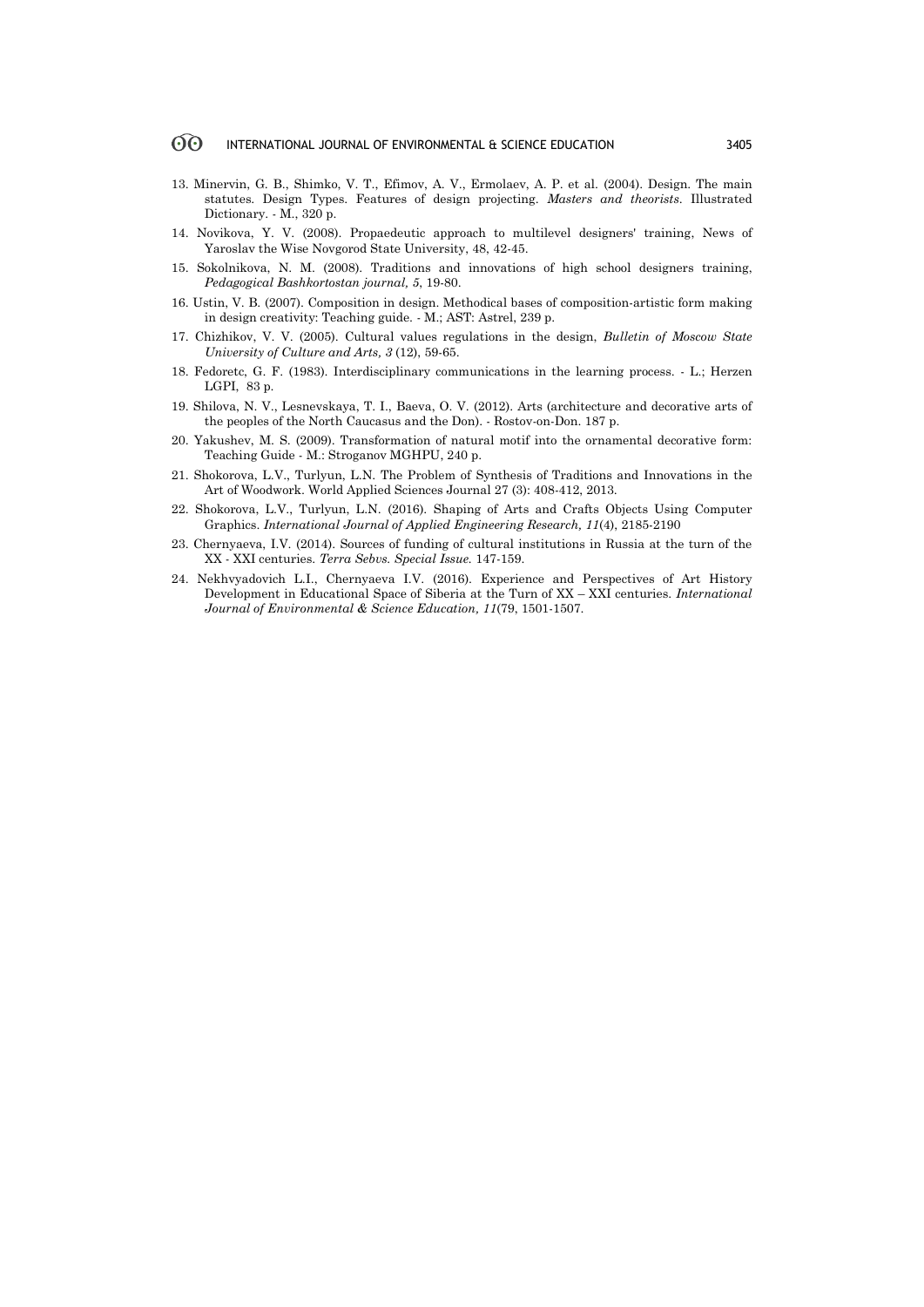13. Minervin, G. B., Shimko, V. T., Efimov, A. V., Ermolaev, A. P. et al. (2004). Design. The main statutes. Design Types. Features of design projecting. *Masters and theorists*. Illustrated Dictionary. - M., 320 p.
14. Novikova, Y. V. (2008). Propaedeutic approach to multilevel designers' training, News of Yaroslav the Wise Novgorod State University, 48, 42-45.
15. Sokolnikova, N. M. (2008). Traditions and innovations of high school designers training, *Pedagogical Bashkortostan journal, 5*, 19-80.
16. Ustin, V. B. (2007). Composition in design. Methodical bases of composition-artistic form making in design creativity: Teaching guide. - M.; AST: Astrel, 239 p.
17. Chizhikov, V. V. (2005). Cultural values regulations in the design, *Bulletin of Moscow State University of Culture and Arts, 3* (12), 59-65.
18. Fedoretc, G. F. (1983). Interdisciplinary communications in the learning process. - L.; Herzen LGPI, 83 p.
19. Shilova, N. V., Lesnevskaya, T. I., Baeva, O. V. (2012). Arts (architecture and decorative arts of the peoples of the North Caucasus and the Don). - Rostov-on-Don. 187 p.
20. Yakushev, M. S. (2009). Transformation of natural motif into the ornamental decorative form: Teaching Guide - M.: Stroganov MGHPU, 240 p.
21. Shokorova, L.V., Turlyun, L.N. The Problem of Synthesis of Traditions and Innovations in the Art of Woodwork. World Applied Sciences Journal 27 (3): 408-412, 2013.
22. Shokorova, L.V., Turlyun, L.N. (2016). Shaping of Arts and Crafts Objects Using Computer Graphics. *International Journal of Applied Engineering Research, 11*(4), 2185-2190
23. Chernyaeva, I.V. (2014). Sources of funding of cultural institutions in Russia at the turn of the XX - XXI centuries. *Terra Sebvs. Special Issue.* 147-159.
24. Nekhvyadovich L.I., Chernyaeva I.V. (2016). Experience and Perspectives of Art History Development in Educational Space of Siberia at the Turn of XX – XXI centuries. *International Journal of Environmental & Science Education, 11*(79, 1501-1507.